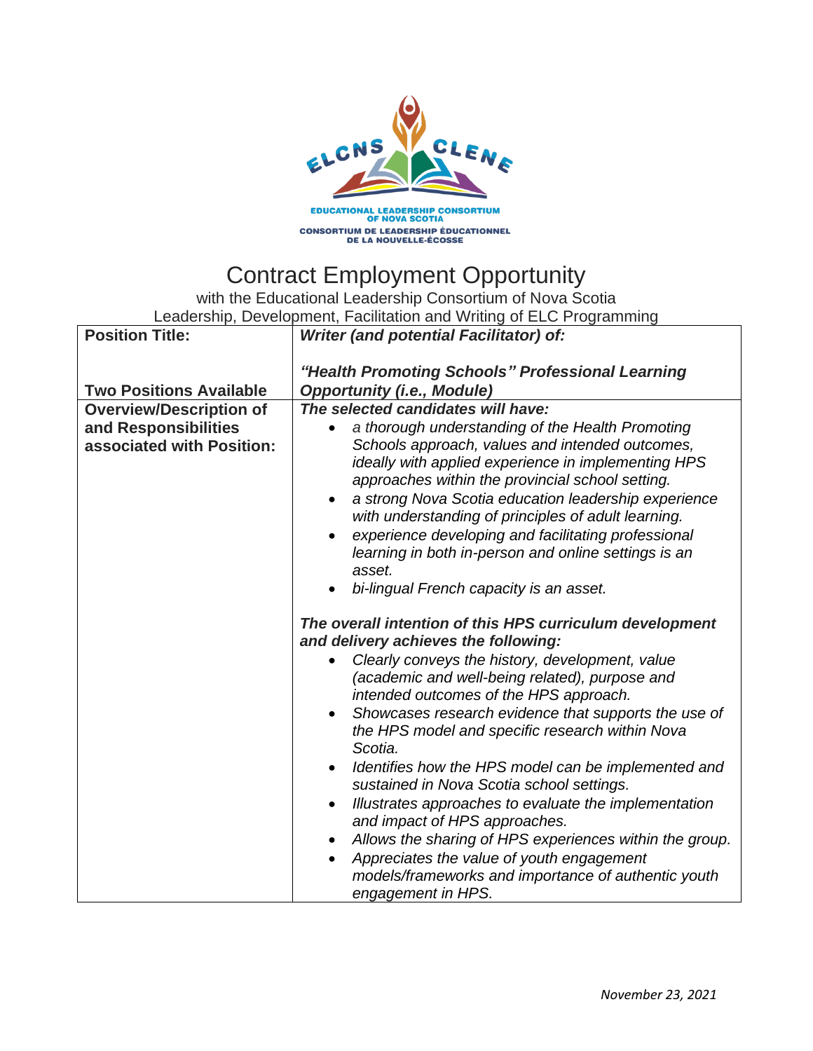EDUCATIONAL LEADERSHIP CONSORTIUM OF NOVA SCOTIA
CONSORTIUM DE LEADERSHIP ÉDUCATIONNEL DE LA NOUVELLE-ÉCOSSE

# Contract Employment Opportunity

with the Educational Leadership Consortium of Nova Scotia
Leadership, Development, Facilitation and Writing of ELC Programming

| **Position Title:**<br><br>**Two Positions Available** | ***Writer (and potential Facilitator) of:***<br><br>***"Health Promoting Schools" Professional Learning Opportunity (i.e., Module)*** |
|---|---|
| **Overview/Description of and Responsibilities associated with Position:** | ***The selected candidates will have:***<br>• *a thorough understanding of the Health Promoting Schools approach, values and intended outcomes, ideally with applied experience in implementing HPS approaches within the provincial school setting.*<br>• *a strong Nova Scotia education leadership experience with understanding of principles of adult learning.*<br>• *experience developing and facilitating professional learning in both in-person and online settings is an asset.*<br>• *bi-lingual French capacity is an asset.*<br><br>***The overall intention of this HPS curriculum development and delivery achieves the following:***<br>• *Clearly conveys the history, development, value (academic and well-being related), purpose and intended outcomes of the HPS approach.*<br>• *Showcases research evidence that supports the use of the HPS model and specific research within Nova Scotia.*<br>• *Identifies how the HPS model can be implemented and sustained in Nova Scotia school settings.*<br>• *Illustrates approaches to evaluate the implementation and impact of HPS approaches.*<br>• *Allows the sharing of HPS experiences within the group.*<br>• *Appreciates the value of youth engagement models/frameworks and importance of authentic youth engagement in HPS.* |

*November 23, 2021*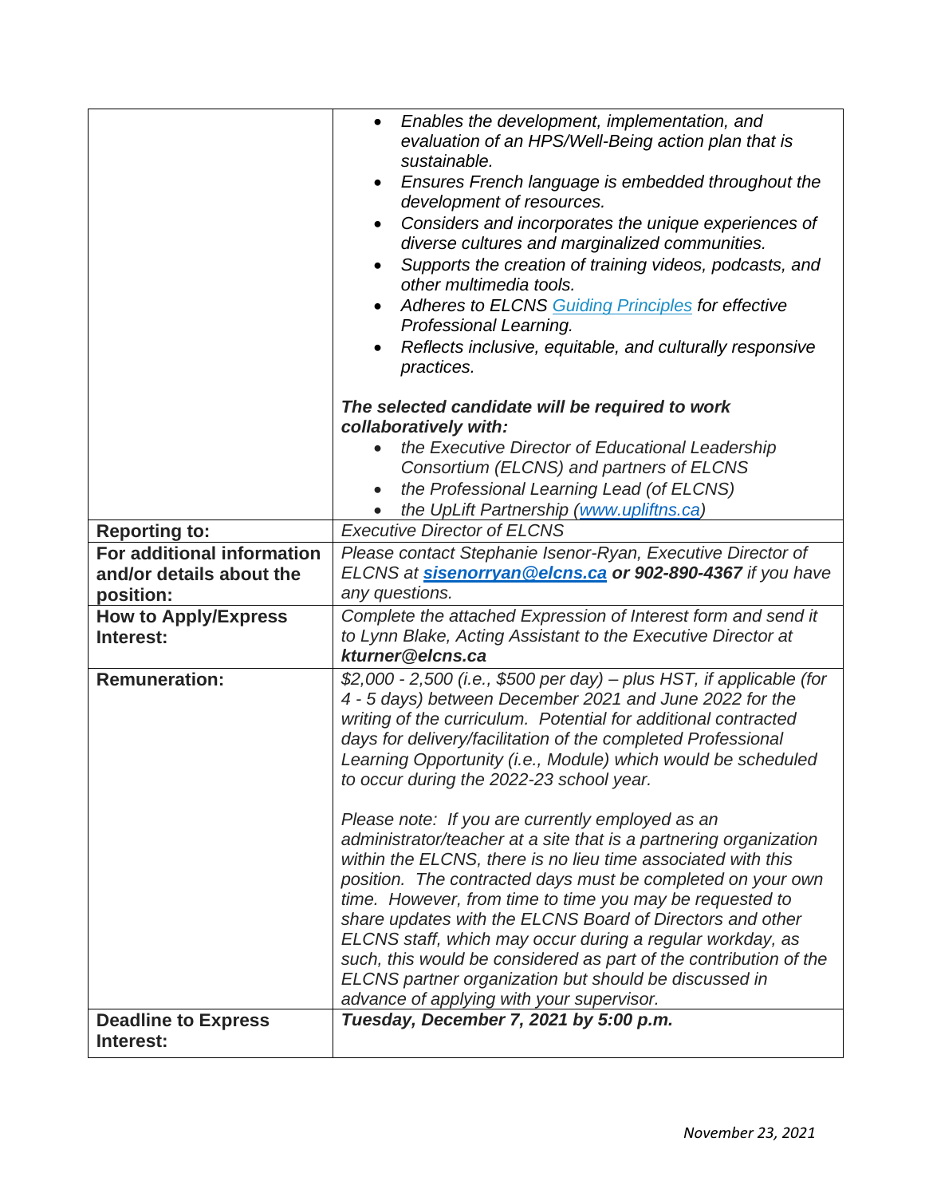| | |
|---|---|
| | <ul><li>*Enables the development, implementation, and evaluation of an HPS/Well-Being action plan that is sustainable.*</li><li>*Ensures French language is embedded throughout the development of resources.*</li><li>*Considers and incorporates the unique experiences of diverse cultures and marginalized communities.*</li><li>*Supports the creation of training videos, podcasts, and other multimedia tools.*</li><li>*Adheres to ELCNS [Guiding Principles]() for effective Professional Learning.*</li><li>*Reflects inclusive, equitable, and culturally responsive practices.*</li></ul>***The selected candidate will be required to work collaboratively with:***<ul><li>*the Executive Director of Educational Leadership Consortium (ELCNS) and partners of ELCNS*</li><li>*the Professional Learning Lead (of ELCNS)*</li><li>*the UpLift Partnership ([www.upliftns.ca](www.upliftns.ca))*</li></ul> |
| **Reporting to:** | *Executive Director of ELCNS* |
| **For additional information and/or details about the position:** | *Please contact Stephanie Isenor-Ryan, Executive Director of ELCNS at **[sisenorryan@elcns.ca](mailto:sisenorryan@elcns.ca)** **or 902-890-4367** if you have any questions.* |
| **How to Apply/Express Interest:** | *Complete the attached Expression of Interest form and send it to Lynn Blake, Acting Assistant to the Executive Director at **kturner@elcns.ca*** |
| **Remuneration:** | *$2,000 - 2,500 (i.e., $500 per day) – plus HST, if applicable (for 4 - 5 days) between December 2021 and June 2022 for the writing of the curriculum. Potential for additional contracted days for delivery/facilitation of the completed Professional Learning Opportunity (i.e., Module) which would be scheduled to occur during the 2022-23 school year.*<br><br>*Please note: If you are currently employed as an administrator/teacher at a site that is a partnering organization within the ELCNS, there is no lieu time associated with this position. The contracted days must be completed on your own time. However, from time to time you may be requested to share updates with the ELCNS Board of Directors and other ELCNS staff, which may occur during a regular workday, as such, this would be considered as part of the contribution of the ELCNS partner organization but should be discussed in advance of applying with your supervisor.* |
| **Deadline to Express Interest:** | ***Tuesday, December 7, 2021 by 5:00 p.m.*** |

*November 23, 2021*